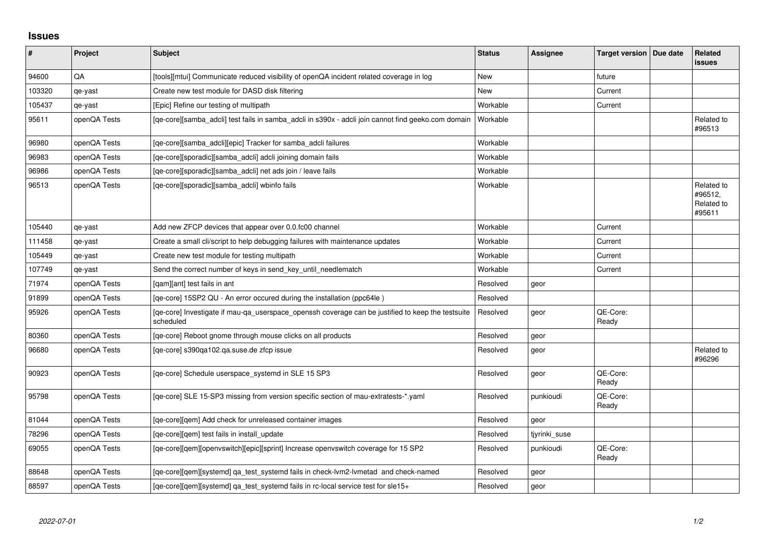# Issues

| # | Project | Subject | Status | Assignee | Target version | Due date | Related issues |
|---|---|---|---|---|---|---|---|
| 94600 | QA | [tools][mtui] Communicate reduced visibility of openQA incident related coverage in log | New | | future | | |
| 103320 | qe-yast | Create new test module for DASD disk filtering | New | | Current | | |
| 105437 | qe-yast | [Epic] Refine our testing of multipath | Workable | | Current | | |
| 95611 | openQA Tests | [qe-core][samba_adcli] test fails in samba_adcli in s390x - adcli join cannot find geeko.com domain | Workable | | | | Related to #96513 |
| 96980 | openQA Tests | [qe-core][samba_adcli][epic] Tracker for samba_adcli failures | Workable | | | | |
| 96983 | openQA Tests | [qe-core][sporadic][samba_adcli] adcli joining domain fails | Workable | | | | |
| 96986 | openQA Tests | [qe-core][sporadic][samba_adcli] net ads join / leave fails | Workable | | | | |
| 96513 | openQA Tests | [qe-core][sporadic][samba_adcli] wbinfo fails | Workable | | | | Related to #96512, Related to #95611 |
| 105440 | qe-yast | Add new ZFCP devices that appear over 0.0.fc00 channel | Workable | | Current | | |
| 111458 | qe-yast | Create a small cli/script to help debugging failures with maintenance updates | Workable | | Current | | |
| 105449 | qe-yast | Create new test module for testing multipath | Workable | | Current | | |
| 107749 | qe-yast | Send the correct number of keys in send_key_until_needlematch | Workable | | Current | | |
| 71974 | openQA Tests | [qam][ant] test fails in ant | Resolved | geor | | | |
| 91899 | openQA Tests | [qe-core] 15SP2 QU - An error occured during the installation (ppc64le ) | Resolved | | | | |
| 95926 | openQA Tests | [qe-core] Investigate if mau-qa_userspace_openssh coverage can be justified to keep the testsuite scheduled | Resolved | geor | QE-Core: Ready | | |
| 80360 | openQA Tests | [qe-core] Reboot gnome through mouse clicks on all products | Resolved | geor | | | |
| 96680 | openQA Tests | [qe-core] s390qa102.qa.suse.de zfcp issue | Resolved | geor | | | Related to #96296 |
| 90923 | openQA Tests | [qe-core] Schedule userspace_systemd in SLE 15 SP3 | Resolved | geor | QE-Core: Ready | | |
| 95798 | openQA Tests | [qe-core] SLE 15-SP3 missing from version specific section of mau-extratests-*.yaml | Resolved | punkioudi | QE-Core: Ready | | |
| 81044 | openQA Tests | [qe-core][qem] Add check for unreleased container images | Resolved | geor | | | |
| 78296 | openQA Tests | [qe-core][qem] test fails in install_update | Resolved | tjyrinki_suse | | | |
| 69055 | openQA Tests | [qe-core][qem][openvswitch][epic][sprint] Increase openvswitch coverage for 15 SP2 | Resolved | punkioudi | QE-Core: Ready | | |
| 88648 | openQA Tests | [qe-core][qem][systemd] qa_test_systemd fails in check-lvm2-lvmetad and check-named | Resolved | geor | | | |
| 88597 | openQA Tests | [qe-core][qem][systemd] qa_test_systemd fails in rc-local service test for sle15+ | Resolved | geor | | | |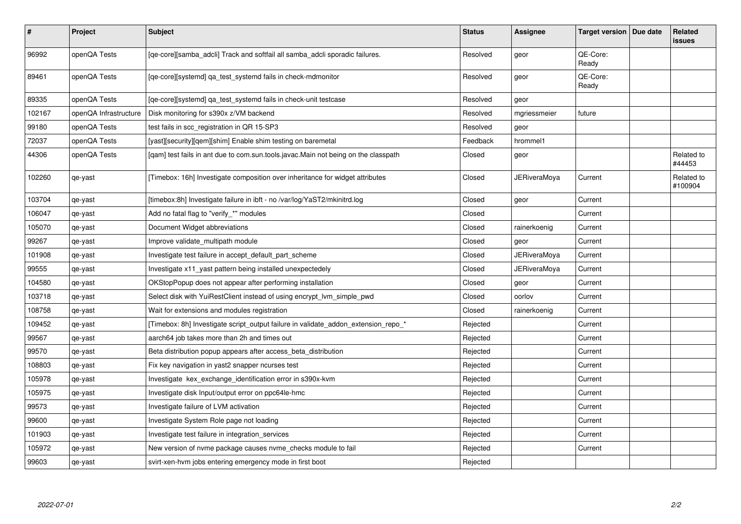| # | Project | Subject | Status | Assignee | Target version | Due date | Related issues |
|---|---|---|---|---|---|---|---|
| 96992 | openQA Tests | [qe-core][samba_adcli] Track and softfail all samba_adcli sporadic failures. | Resolved | geor | QE-Core: Ready | | |
| 89461 | openQA Tests | [qe-core][systemd] qa_test_systemd fails in check-mdmonitor | Resolved | geor | QE-Core: Ready | | |
| 89335 | openQA Tests | [qe-core][systemd] qa_test_systemd fails in check-unit testcase | Resolved | geor | | | |
| 102167 | openQA Infrastructure | Disk monitoring for s390x z/VM backend | Resolved | mgriessmeier | future | | |
| 99180 | openQA Tests | test fails in scc_registration in QR 15-SP3 | Resolved | geor | | | |
| 72037 | openQA Tests | [yast][security][qem][shim] Enable shim testing on baremetal | Feedback | hrommel1 | | | |
| 44306 | openQA Tests | [qam] test fails in ant due to com.sun.tools.javac.Main not being on the classpath | Closed | geor | | | Related to #44453 |
| 102260 | qe-yast | [Timebox: 16h] Investigate composition over inheritance for widget attributes | Closed | JERiveraMoya | Current | | Related to #100904 |
| 103704 | qe-yast | [timebox:8h] Investigate failure in ibft - no /var/log/YaST2/mkinitrd.log | Closed | geor | Current | | |
| 106047 | qe-yast | Add no fatal flag to "verify_*" modules | Closed | | Current | | |
| 105070 | qe-yast | Document Widget abbreviations | Closed | rainerkoenig | Current | | |
| 99267 | qe-yast | Improve validate_multipath module | Closed | geor | Current | | |
| 101908 | qe-yast | Investigate test failure in accept_default_part_scheme | Closed | JERiveraMoya | Current | | |
| 99555 | qe-yast | Investigate x11_yast pattern being installed unexpectedely | Closed | JERiveraMoya | Current | | |
| 104580 | qe-yast | OKStopPopup does not appear after performing installation | Closed | geor | Current | | |
| 103718 | qe-yast | Select disk with YuiRestClient instead of using encrypt_lvm_simple_pwd | Closed | oorlov | Current | | |
| 108758 | qe-yast | Wait for extensions and modules registration | Closed | rainerkoenig | Current | | |
| 109452 | qe-yast | [Timebox: 8h] Investigate script_output failure in validate_addon_extension_repo_* | Rejected | | Current | | |
| 99567 | qe-yast | aarch64 job takes more than 2h and times out | Rejected | | Current | | |
| 99570 | qe-yast | Beta distribution popup appears after access_beta_distribution | Rejected | | Current | | |
| 108803 | qe-yast | Fix key navigation in yast2 snapper ncurses test | Rejected | | Current | | |
| 105978 | qe-yast | Investigate kex_exchange_identification error in s390x-kvm | Rejected | | Current | | |
| 105975 | qe-yast | Investigate disk Input/output error on ppc64le-hmc | Rejected | | Current | | |
| 99573 | qe-yast | Investigate failure of LVM activation | Rejected | | Current | | |
| 99600 | qe-yast | Investigate System Role page not loading | Rejected | | Current | | |
| 101903 | qe-yast | Investigate test failure in integration_services | Rejected | | Current | | |
| 105972 | qe-yast | New version of nvme package causes nvme_checks module to fail | Rejected | | Current | | |
| 99603 | qe-yast | svirt-xen-hvm jobs entering emergency mode in first boot | Rejected | | | | |